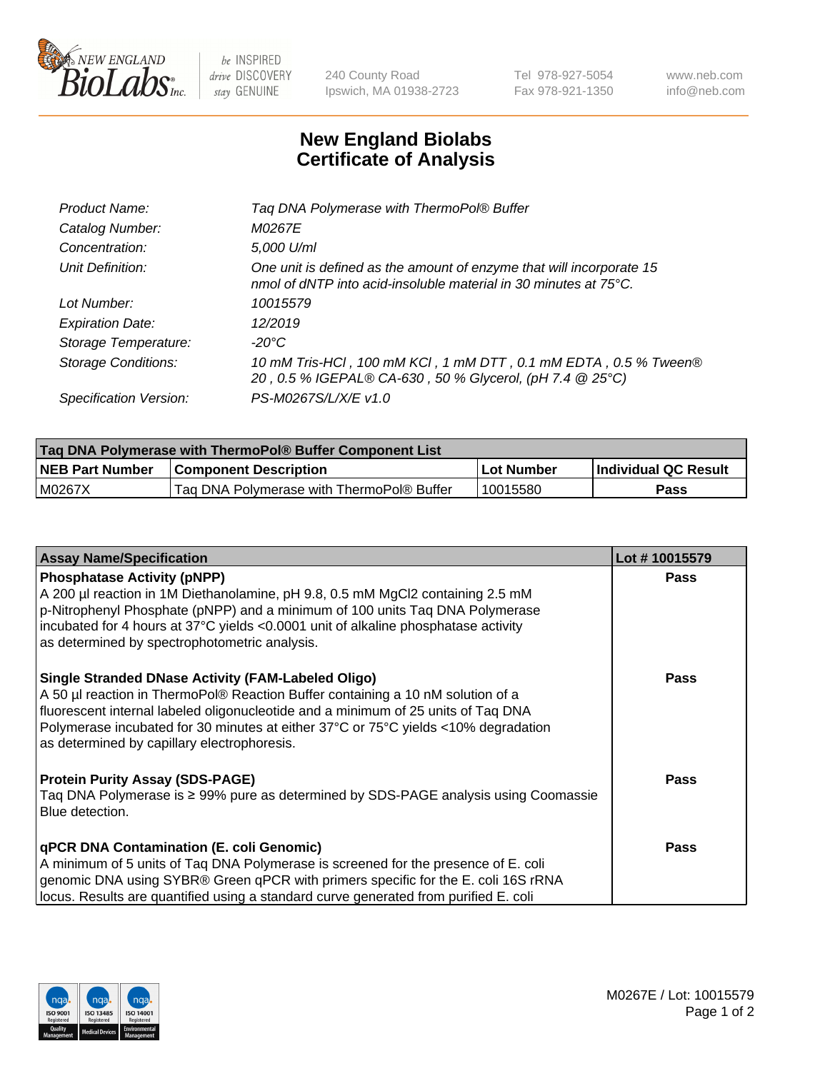240 County Road
Ipswich, MA 01938-2723

Tel 978-927-5054
Fax 978-921-1350

www.neb.com
info@neb.com

# New England Biolabs
# Certificate of Analysis

| | |
|---|---|
| *Product Name:* | *Taq DNA Polymerase with ThermoPol® Buffer* |
| *Catalog Number:* | *M0267E* |
| *Concentration:* | *5,000 U/ml* |
| *Unit Definition:* | *One unit is defined as the amount of enzyme that will incorporate 15 nmol of dNTP into acid-insoluble material in 30 minutes at 75°C.* |
| *Lot Number:* | *10015579* |
| *Expiration Date:* | *12/2019* |
| *Storage Temperature:* | *-20°C* |
| *Storage Conditions:* | *10 mM Tris-HCl , 100 mM KCl , 1 mM DTT , 0.1 mM EDTA , 0.5 % Tween® 20 , 0.5 % IGEPAL® CA-630 , 50 % Glycerol, (pH 7.4 @ 25°C)* |
| *Specification Version:* | *PS-M0267S/L/X/E v1.0* |

| Taq DNA Polymerase with ThermoPol® Buffer Component List | | | |
|---|---|---|---|
| **NEB Part Number** | **Component Description** | **Lot Number** | **Individual QC Result** |
| M0267X | Taq DNA Polymerase with ThermoPol® Buffer | 10015580 | **Pass** |

| Assay Name/Specification | Lot # 10015579 |
|---|---|
| **Phosphatase Activity (pNPP)**<br>A 200 µl reaction in 1M Diethanolamine, pH 9.8, 0.5 mM MgCl2 containing 2.5 mM p-Nitrophenyl Phosphate (pNPP) and a minimum of 100 units Taq DNA Polymerase incubated for 4 hours at 37°C yields <0.0001 unit of alkaline phosphatase activity as determined by spectrophotometric analysis. | **Pass** |
| **Single Stranded DNase Activity (FAM-Labeled Oligo)**<br>A 50 µl reaction in ThermoPol® Reaction Buffer containing a 10 nM solution of a fluorescent internal labeled oligonucleotide and a minimum of 25 units of Taq DNA Polymerase incubated for 30 minutes at either 37°C or 75°C yields <10% degradation as determined by capillary electrophoresis. | **Pass** |
| **Protein Purity Assay (SDS-PAGE)**<br>Taq DNA Polymerase is ≥ 99% pure as determined by SDS-PAGE analysis using Coomassie Blue detection. | **Pass** |
| **qPCR DNA Contamination (E. coli Genomic)**<br>A minimum of 5 units of Taq DNA Polymerase is screened for the presence of E. coli genomic DNA using SYBR® Green qPCR with primers specific for the E. coli 16S rRNA locus. Results are quantified using a standard curve generated from purified E. coli | **Pass** |

M0267E / Lot: 10015579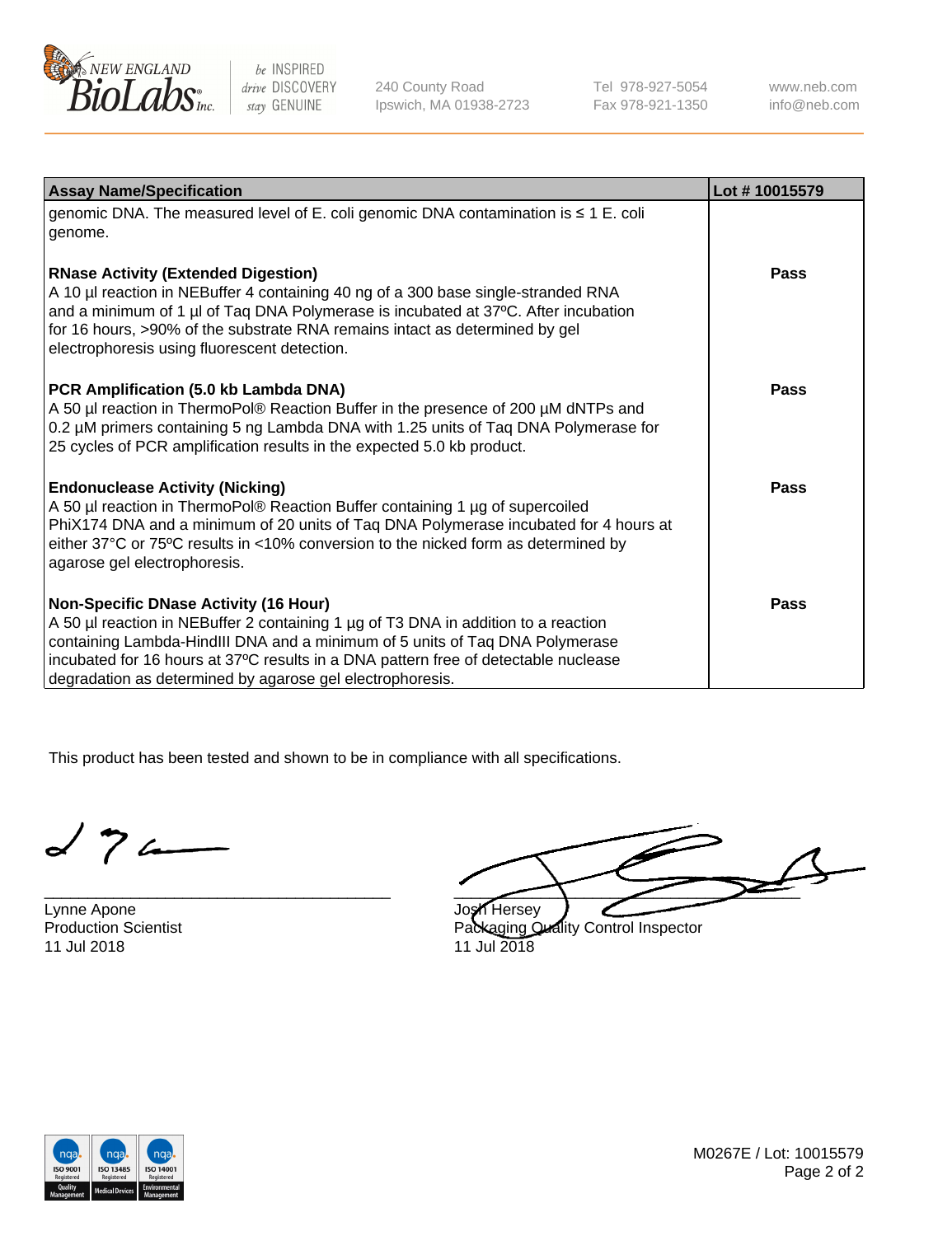| Assay Name/Specification | Lot # 10015579 |
| --- | --- |
| genomic DNA. The measured level of E. coli genomic DNA contamination is ≤ 1 E. coli genome. | |
| **RNase Activity (Extended Digestion)**<br>A 10 µl reaction in NEBuffer 4 containing 40 ng of a 300 base single-stranded RNA and a minimum of 1 µl of Taq DNA Polymerase is incubated at 37ºC. After incubation for 16 hours, >90% of the substrate RNA remains intact as determined by gel electrophoresis using fluorescent detection. | **Pass** |
| **PCR Amplification (5.0 kb Lambda DNA)**<br>A 50 µl reaction in ThermoPol® Reaction Buffer in the presence of 200 µM dNTPs and 0.2 µM primers containing 5 ng Lambda DNA with 1.25 units of Taq DNA Polymerase for 25 cycles of PCR amplification results in the expected 5.0 kb product. | **Pass** |
| **Endonuclease Activity (Nicking)**<br>A 50 µl reaction in ThermoPol® Reaction Buffer containing 1 µg of supercoiled PhiX174 DNA and a minimum of 20 units of Taq DNA Polymerase incubated for 4 hours at either 37°C or 75°C results in <10% conversion to the nicked form as determined by agarose gel electrophoresis. | **Pass** |
| **Non-Specific DNase Activity (16 Hour)**<br>A 50 µl reaction in NEBuffer 2 containing 1 µg of T3 DNA in addition to a reaction containing Lambda-HindIII DNA and a minimum of 5 units of Taq DNA Polymerase incubated for 16 hours at 37ºC results in a DNA pattern free of detectable nuclease degradation as determined by agarose gel electrophoresis. | **Pass** |

This product has been tested and shown to be in compliance with all specifications.

Lynne Apone
Production Scientist
11 Jul 2018

Josh Hersey
Packaging Quality Control Inspector
11 Jul 2018

M0267E / Lot: 10015579